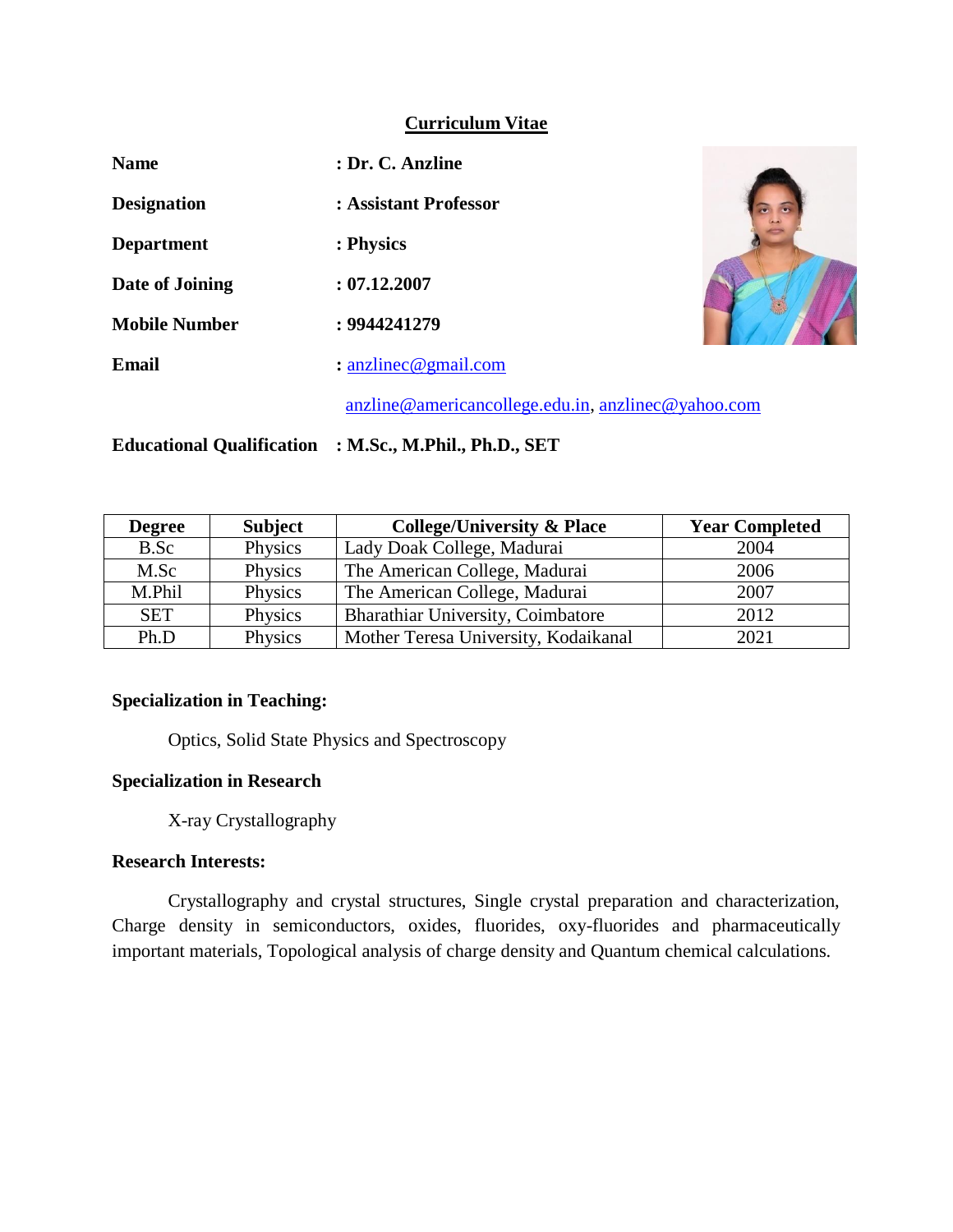# Curriculum Vitae

**Name** : **Dr. C. Anzline**

**Designation** : **Assistant Professor**

**Department** : **Physics**

**Date of Joining** : **07.12.2007**

**Mobile Number** : **9944241279**

**Email** : anzlinec@gmail.com

anzline@americancollege.edu.in, anzlinec@yahoo.com

**Educational Qualification** : **M.Sc., M.Phil., Ph.D., SET**

| Degree | Subject | College/University & Place | Year Completed |
|---|---|---|---|
| B.Sc | Physics | Lady Doak College, Madurai | 2004 |
| M.Sc | Physics | The American College, Madurai | 2006 |
| M.Phil | Physics | The American College, Madurai | 2007 |
| SET | Physics | Bharathiar University, Coimbatore | 2012 |
| Ph.D | Physics | Mother Teresa University, Kodaikanal | 2021 |

### Specialization in Teaching:

Optics, Solid State Physics and Spectroscopy

### Specialization in Research

X-ray Crystallography

### Research Interests:

Crystallography and crystal structures, Single crystal preparation and characterization, Charge density in semiconductors, oxides, fluorides, oxy-fluorides and pharmaceutically important materials, Topological analysis of charge density and Quantum chemical calculations.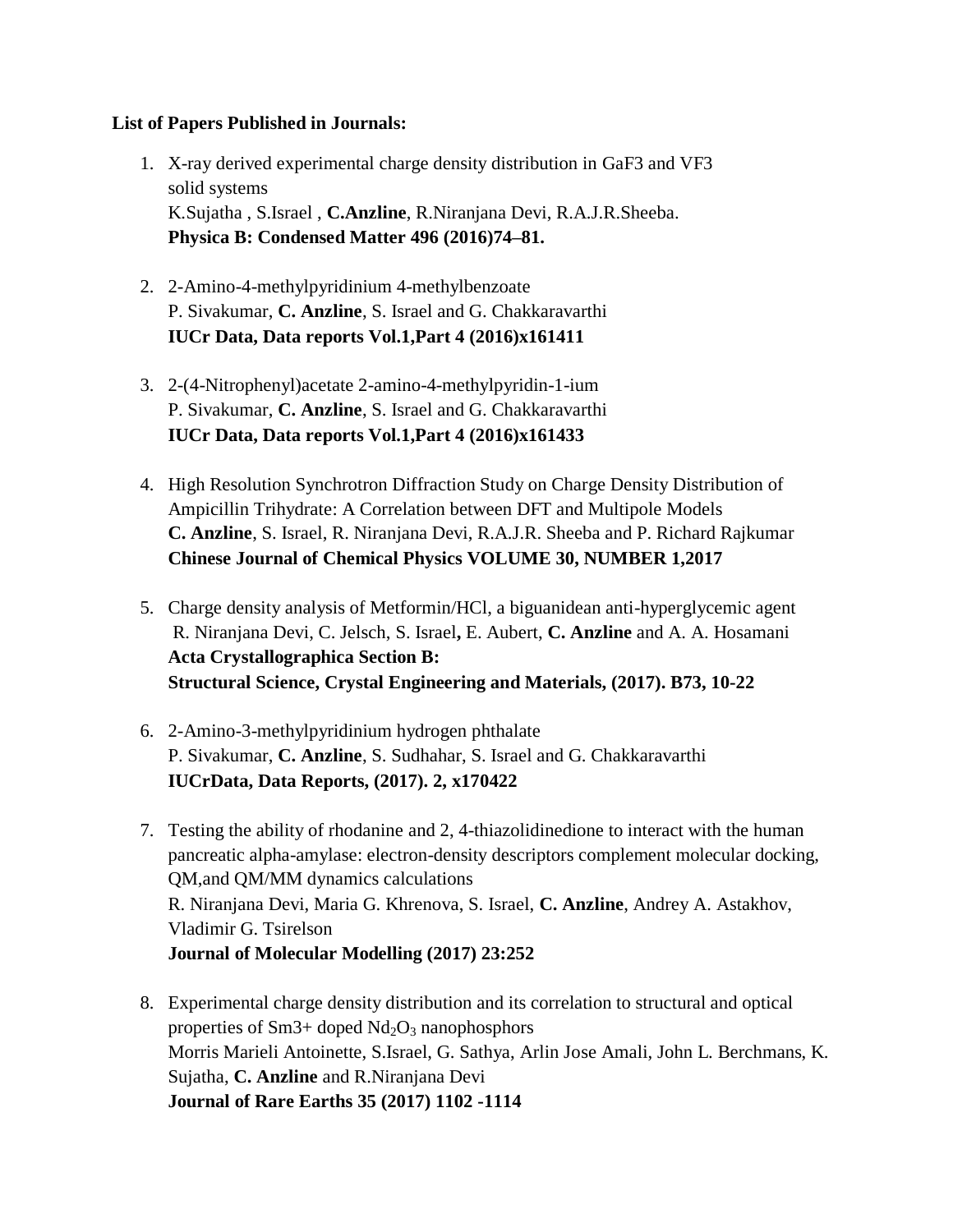**List of Papers Published in Journals:**

1. X-ray derived experimental charge density distribution in GaF3 and VF3 solid systems
   K.Sujatha , S.Israel , **C.Anzline**, R.Niranjana Devi, R.A.J.R.Sheeba.
   **Physica B: Condensed Matter 496 (2016)74–81.**

2. 2-Amino-4-methylpyridinium 4-methylbenzoate
   P. Sivakumar, **C. Anzline**, S. Israel and G. Chakkaravarthi
   **IUCr Data, Data reports Vol.1,Part 4 (2016)x161411**

3. 2-(4-Nitrophenyl)acetate 2-amino-4-methylpyridin-1-ium
   P. Sivakumar, **C. Anzline**, S. Israel and G. Chakkaravarthi
   **IUCr Data, Data reports Vol.1,Part 4 (2016)x161433**

4. High Resolution Synchrotron Diffraction Study on Charge Density Distribution of Ampicillin Trihydrate: A Correlation between DFT and Multipole Models
   **C. Anzline**, S. Israel, R. Niranjana Devi, R.A.J.R. Sheeba and P. Richard Rajkumar
   **Chinese Journal of Chemical Physics VOLUME 30, NUMBER 1,2017**

5. Charge density analysis of Metformin/HCl, a biguanidean anti-hyperglycemic agent
   R. Niranjana Devi, C. Jelsch, S. Israel**,** E. Aubert, **C. Anzline** and A. A. Hosamani
   **Acta Crystallographica Section B:**
   **Structural Science, Crystal Engineering and Materials, (2017). B73, 10-22**

6. 2-Amino-3-methylpyridinium hydrogen phthalate
   P. Sivakumar, **C. Anzline**, S. Sudhahar, S. Israel and G. Chakkaravarthi
   **IUCrData, Data Reports, (2017). 2, x170422**

7. Testing the ability of rhodanine and 2, 4-thiazolidinedione to interact with the human pancreatic alpha-amylase: electron-density descriptors complement molecular docking, QM,and QM/MM dynamics calculations
   R. Niranjana Devi, Maria G. Khrenova, S. Israel, **C. Anzline**, Andrey A. Astakhov, Vladimir G. Tsirelson
   **Journal of Molecular Modelling (2017) 23:252**

8. Experimental charge density distribution and its correlation to structural and optical properties of Sm3+ doped $Nd_2O_3$ nanophosphors
   Morris Marieli Antoinette, S.Israel, G. Sathya, Arlin Jose Amali, John L. Berchmans, K. Sujatha, **C. Anzline** and R.Niranjana Devi
   **Journal of Rare Earths 35 (2017) 1102 -1114**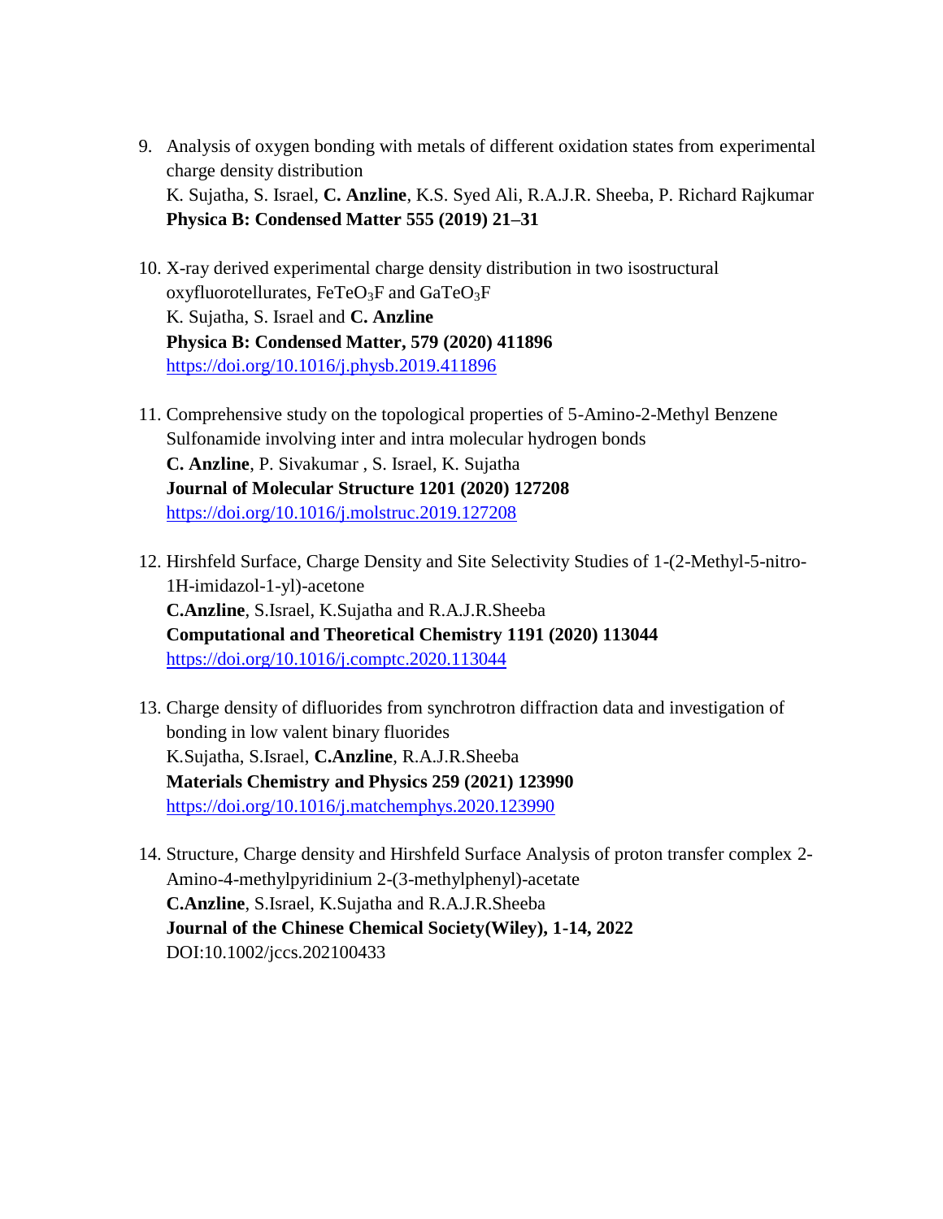9. Analysis of oxygen bonding with metals of different oxidation states from experimental charge density distribution
   K. Sujatha, S. Israel, **C. Anzline**, K.S. Syed Ali, R.A.J.R. Sheeba, P. Richard Rajkumar
   **Physica B: Condensed Matter 555 (2019) 21–31**

10. X-ray derived experimental charge density distribution in two isostructural oxyfluorotellurates, $FeTeO_3F$ and $GaTeO_3F$
    K. Sujatha, S. Israel and **C. Anzline**
    **Physica B: Condensed Matter, 579 (2020) 411896**
    https://doi.org/10.1016/j.physb.2019.411896

11. Comprehensive study on the topological properties of 5-Amino-2-Methyl Benzene Sulfonamide involving inter and intra molecular hydrogen bonds
    **C. Anzline**, P. Sivakumar , S. Israel, K. Sujatha
    **Journal of Molecular Structure 1201 (2020) 127208**
    https://doi.org/10.1016/j.molstruc.2019.127208

12. Hirshfeld Surface, Charge Density and Site Selectivity Studies of 1-(2-Methyl-5-nitro-1H-imidazol-1-yl)-acetone
    **C.Anzline**, S.Israel, K.Sujatha and R.A.J.R.Sheeba
    **Computational and Theoretical Chemistry 1191 (2020) 113044**
    https://doi.org/10.1016/j.comptc.2020.113044

13. Charge density of difluorides from synchrotron diffraction data and investigation of bonding in low valent binary fluorides
    K.Sujatha, S.Israel, **C.Anzline**, R.A.J.R.Sheeba
    **Materials Chemistry and Physics 259 (2021) 123990**
    https://doi.org/10.1016/j.matchemphys.2020.123990

14. Structure, Charge density and Hirshfeld Surface Analysis of proton transfer complex 2-Amino-4-methylpyridinium 2-(3-methylphenyl)-acetate
    **C.Anzline**, S.Israel, K.Sujatha and R.A.J.R.Sheeba
    **Journal of the Chinese Chemical Society(Wiley), 1-14, 2022**
    DOI:10.1002/jccs.202100433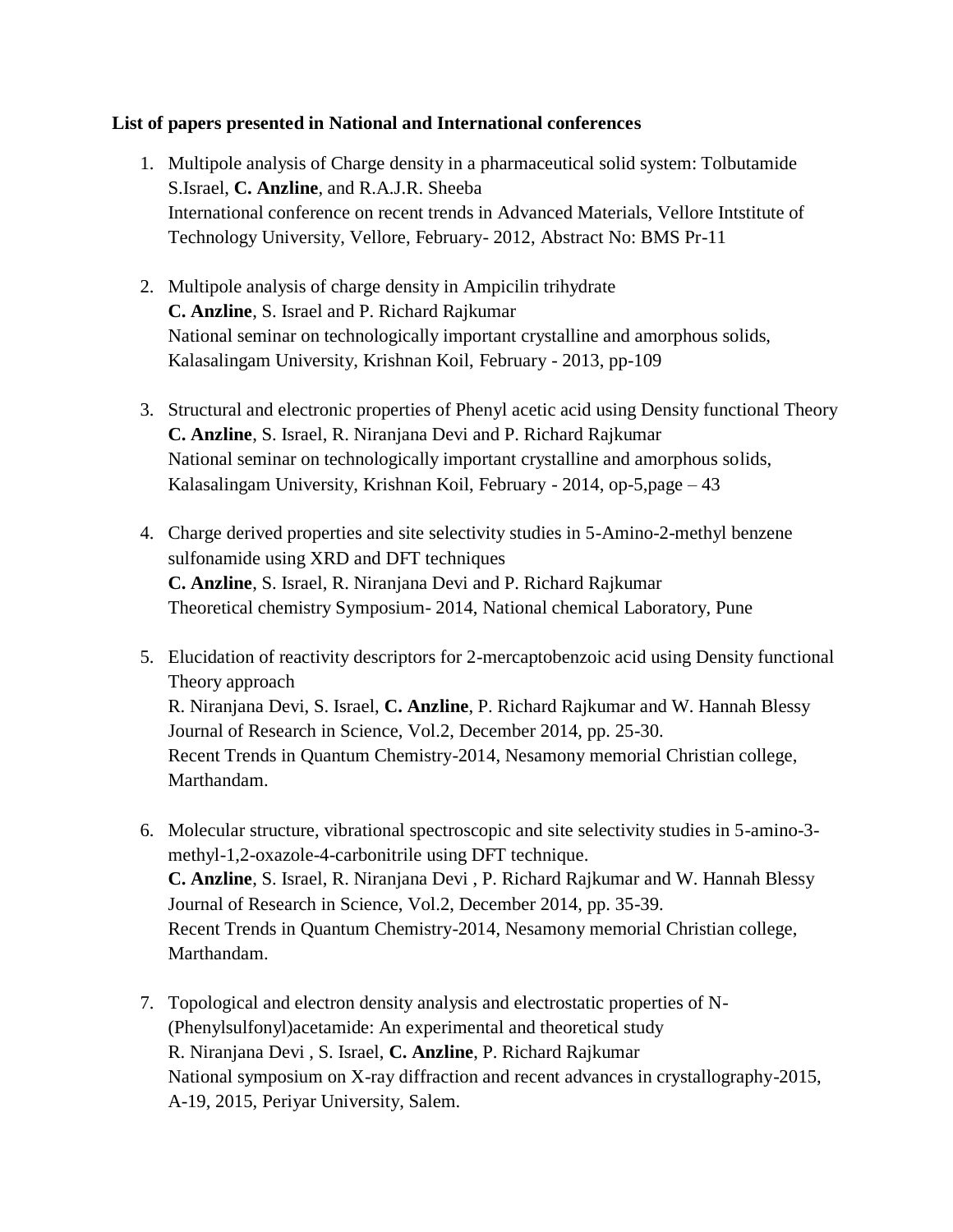**List of papers presented in National and International conferences**

1. Multipole analysis of Charge density in a pharmaceutical solid system: Tolbutamide
   S.Israel, **C. Anzline**, and R.A.J.R. Sheeba
   International conference on recent trends in Advanced Materials, Vellore Intstitute of Technology University, Vellore, February- 2012, Abstract No: BMS Pr-11

2. Multipole analysis of charge density in Ampicilin trihydrate
   **C. Anzline**, S. Israel and P. Richard Rajkumar
   National seminar on technologically important crystalline and amorphous solids, Kalasalingam University, Krishnan Koil, February - 2013, pp-109

3. Structural and electronic properties of Phenyl acetic acid using Density functional Theory
   **C. Anzline**, S. Israel, R. Niranjana Devi and P. Richard Rajkumar
   National seminar on technologically important crystalline and amorphous solids, Kalasalingam University, Krishnan Koil, February - 2014, op-5,page – 43

4. Charge derived properties and site selectivity studies in 5-Amino-2-methyl benzene sulfonamide using XRD and DFT techniques
   **C. Anzline**, S. Israel, R. Niranjana Devi and P. Richard Rajkumar
   Theoretical chemistry Symposium- 2014, National chemical Laboratory, Pune

5. Elucidation of reactivity descriptors for 2-mercaptobenzoic acid using Density functional Theory approach
   R. Niranjana Devi, S. Israel, **C. Anzline**, P. Richard Rajkumar and W. Hannah Blessy
   Journal of Research in Science, Vol.2, December 2014, pp. 25-30.
   Recent Trends in Quantum Chemistry-2014, Nesamony memorial Christian college, Marthandam.

6. Molecular structure, vibrational spectroscopic and site selectivity studies in 5-amino-3-methyl-1,2-oxazole-4-carbonitrile using DFT technique.
   **C. Anzline**, S. Israel, R. Niranjana Devi , P. Richard Rajkumar and W. Hannah Blessy
   Journal of Research in Science, Vol.2, December 2014, pp. 35-39.
   Recent Trends in Quantum Chemistry-2014, Nesamony memorial Christian college, Marthandam.

7. Topological and electron density analysis and electrostatic properties of N-(Phenylsulfonyl)acetamide: An experimental and theoretical study
   R. Niranjana Devi , S. Israel, **C. Anzline**, P. Richard Rajkumar
   National symposium on X-ray diffraction and recent advances in crystallography-2015, A-19, 2015, Periyar University, Salem.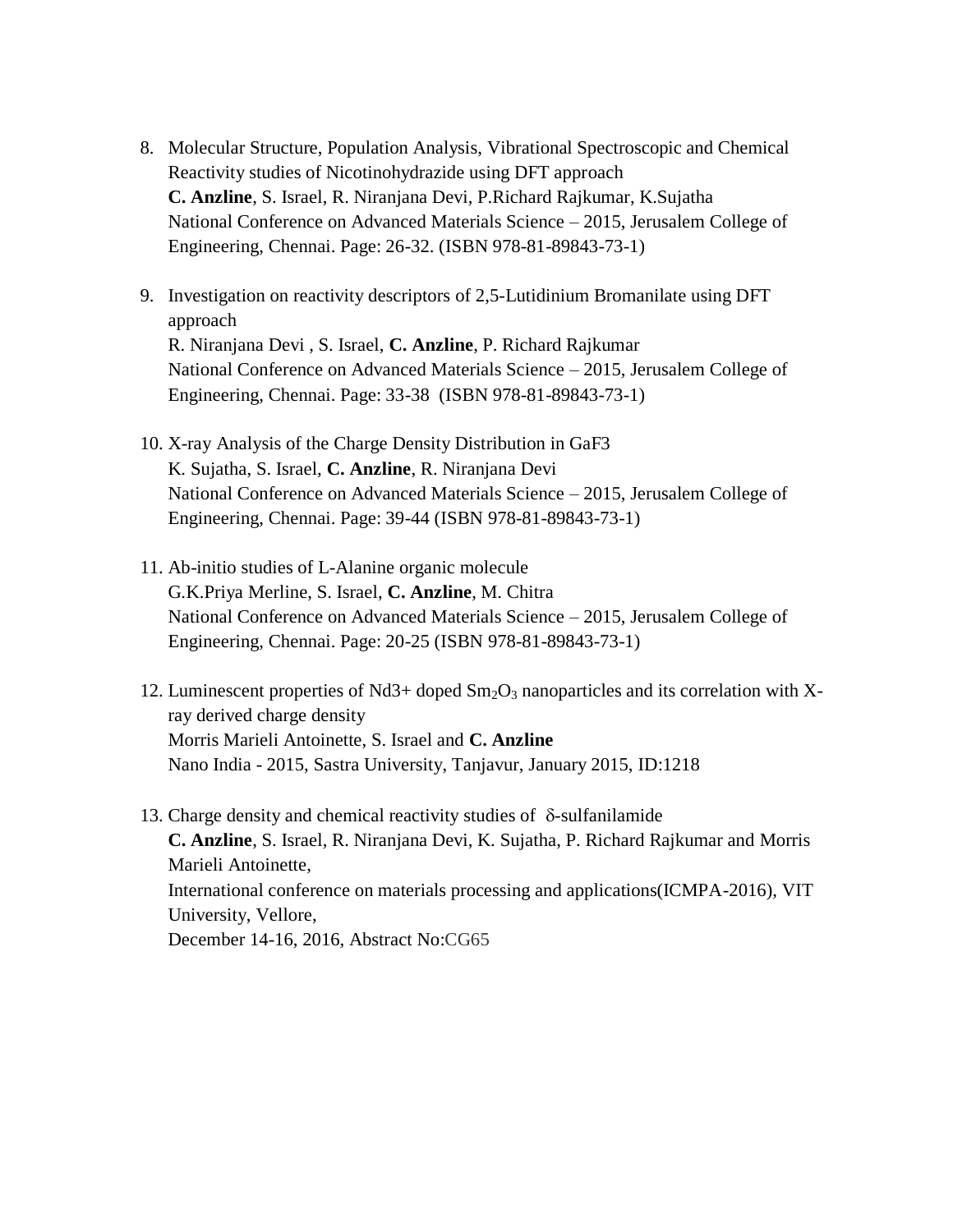8. Molecular Structure, Population Analysis, Vibrational Spectroscopic and Chemical Reactivity studies of Nicotinohydrazide using DFT approach
   **C. Anzline**, S. Israel, R. Niranjana Devi, P.Richard Rajkumar, K.Sujatha
   National Conference on Advanced Materials Science – 2015, Jerusalem College of Engineering, Chennai. Page: 26-32. (ISBN 978-81-89843-73-1)

9. Investigation on reactivity descriptors of 2,5-Lutidinium Bromanilate using DFT approach
   R. Niranjana Devi , S. Israel, **C. Anzline**, P. Richard Rajkumar
   National Conference on Advanced Materials Science – 2015, Jerusalem College of Engineering, Chennai. Page: 33-38 (ISBN 978-81-89843-73-1)

10. X-ray Analysis of the Charge Density Distribution in GaF3
    K. Sujatha, S. Israel, **C. Anzline**, R. Niranjana Devi
    National Conference on Advanced Materials Science – 2015, Jerusalem College of Engineering, Chennai. Page: 39-44 (ISBN 978-81-89843-73-1)

11. Ab-initio studies of L-Alanine organic molecule
    G.K.Priya Merline, S. Israel, **C. Anzline**, M. Chitra
    National Conference on Advanced Materials Science – 2015, Jerusalem College of Engineering, Chennai. Page: 20-25 (ISBN 978-81-89843-73-1)

12. Luminescent properties of Nd3+ doped $Sm_2O_3$ nanoparticles and its correlation with X-ray derived charge density
    Morris Marieli Antoinette, S. Israel and **C. Anzline**
    Nano India - 2015, Sastra University, Tanjavur, January 2015, ID:1218

13. Charge density and chemical reactivity studies of $\delta$-sulfanilamide
    **C. Anzline**, S. Israel, R. Niranjana Devi, K. Sujatha, P. Richard Rajkumar and Morris Marieli Antoinette,
    International conference on materials processing and applications(ICMPA-2016), VIT University, Vellore,
    December 14-16, 2016, Abstract No:CG65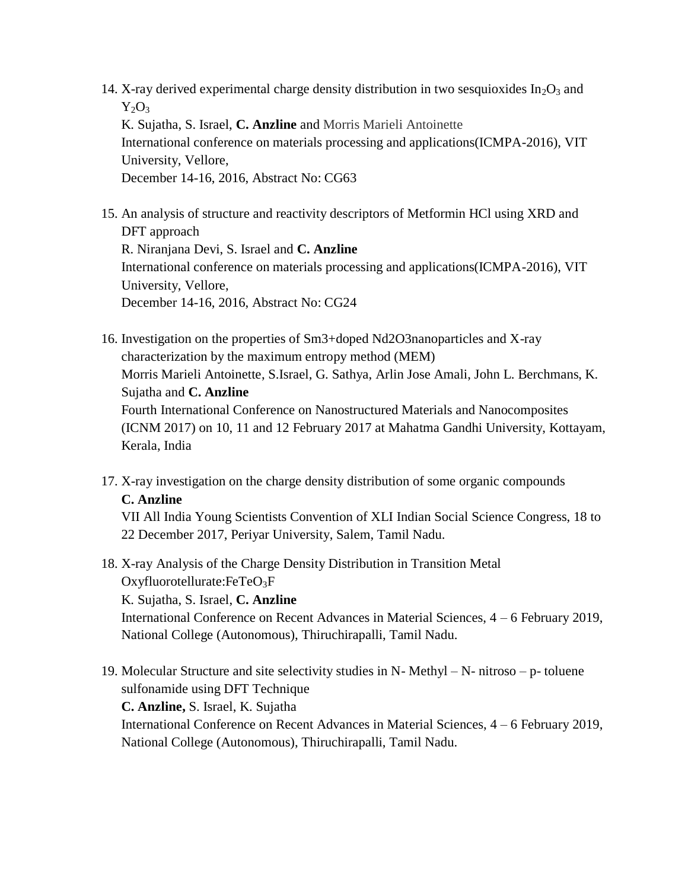14. X-ray derived experimental charge density distribution in two sesquioxides $In_2O_3$ and $Y_2O_3$
    K. Sujatha, S. Israel, **C. Anzline** and Morris Marieli Antoinette
    International conference on materials processing and applications(ICMPA-2016), VIT University, Vellore,
    December 14-16, 2016, Abstract No: CG63

15. An analysis of structure and reactivity descriptors of Metformin HCl using XRD and DFT approach
    R. Niranjana Devi, S. Israel and **C. Anzline**
    International conference on materials processing and applications(ICMPA-2016), VIT University, Vellore,
    December 14-16, 2016, Abstract No: CG24

16. Investigation on the properties of Sm3+doped Nd2O3nanoparticles and X-ray characterization by the maximum entropy method (MEM)
    Morris Marieli Antoinette, S.Israel, G. Sathya, Arlin Jose Amali, John L. Berchmans, K. Sujatha and **C. Anzline**
    Fourth International Conference on Nanostructured Materials and Nanocomposites (ICNM 2017) on 10, 11 and 12 February 2017 at Mahatma Gandhi University, Kottayam, Kerala, India

17. X-ray investigation on the charge density distribution of some organic compounds
    **C. Anzline**
    VII All India Young Scientists Convention of XLI Indian Social Science Congress, 18 to 22 December 2017, Periyar University, Salem, Tamil Nadu.

18. X-ray Analysis of the Charge Density Distribution in Transition Metal Oxyfluorotellurate:$FeTeO_3F$
    K. Sujatha, S. Israel, **C. Anzline**
    International Conference on Recent Advances in Material Sciences, 4 – 6 February 2019, National College (Autonomous), Thiruchirapalli, Tamil Nadu.

19. Molecular Structure and site selectivity studies in N- Methyl – N- nitroso – p- toluene sulfonamide using DFT Technique
    **C. Anzline,** S. Israel, K. Sujatha
    International Conference on Recent Advances in Material Sciences, 4 – 6 February 2019, National College (Autonomous), Thiruchirapalli, Tamil Nadu.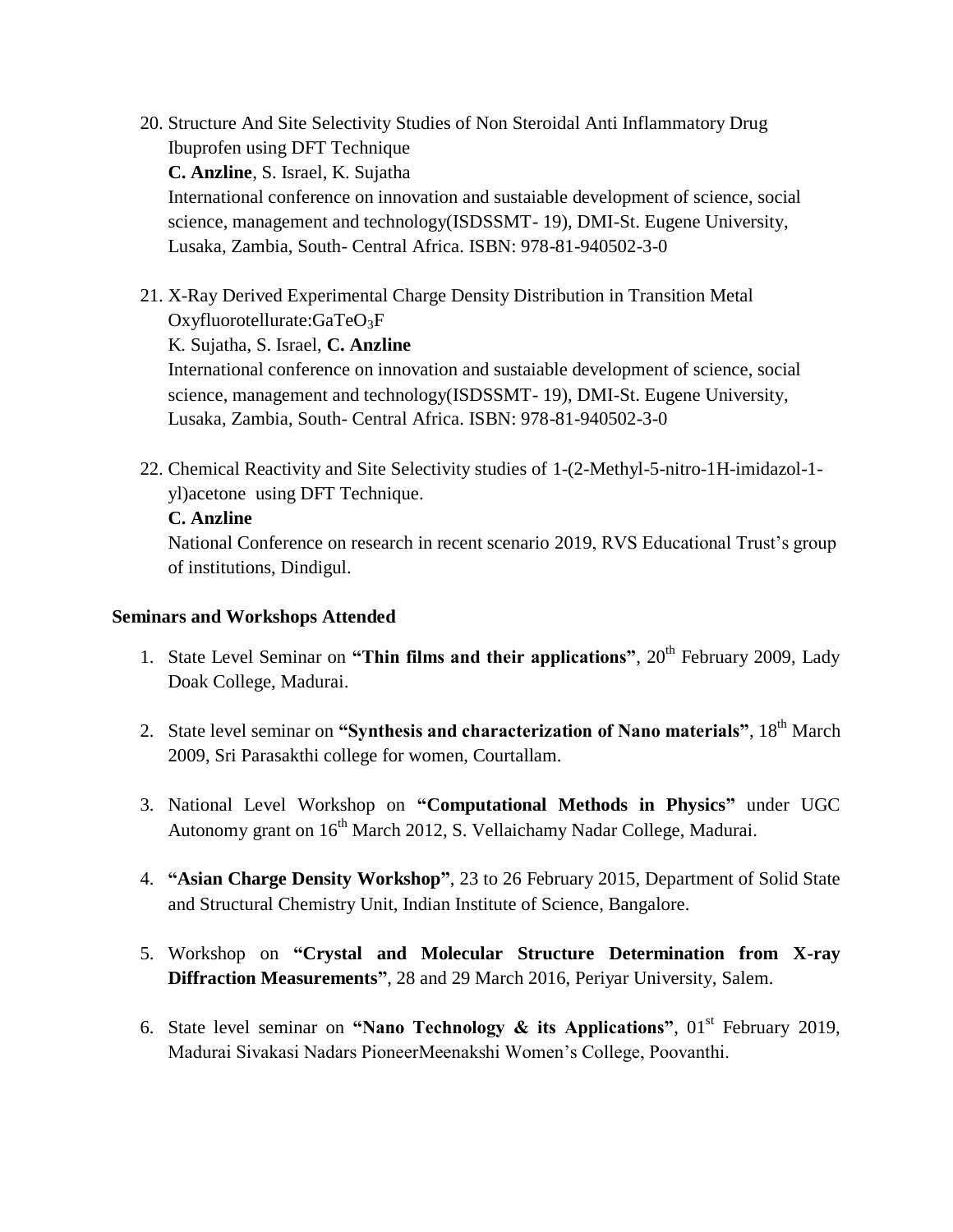20. Structure And Site Selectivity Studies of Non Steroidal Anti Inflammatory Drug Ibuprofen using DFT Technique  
**C. Anzline**, S. Israel, K. Sujatha  
International conference on innovation and sustaiable development of science, social science, management and technology(ISDSSMT- 19), DMI-St. Eugene University, Lusaka, Zambia, South- Central Africa. ISBN: 978-81-940502-3-0

21. X-Ray Derived Experimental Charge Density Distribution in Transition Metal Oxyfluorotellurate:$GaTeO_3F$  
K. Sujatha, S. Israel, **C. Anzline**  
International conference on innovation and sustaiable development of science, social science, management and technology(ISDSSMT- 19), DMI-St. Eugene University, Lusaka, Zambia, South- Central Africa. ISBN: 978-81-940502-3-0

22. Chemical Reactivity and Site Selectivity studies of 1-(2-Methyl-5-nitro-1H-imidazol-1-yl)acetone using DFT Technique.  
**C. Anzline**  
National Conference on research in recent scenario 2019, RVS Educational Trust's group of institutions, Dindigul.

**Seminars and Workshops Attended**

1. State Level Seminar on **"Thin films and their applications"**, 20th February 2009, Lady Doak College, Madurai.
2. State level seminar on **"Synthesis and characterization of Nano materials"**, 18th March 2009, Sri Parasakthi college for women, Courtallam.
3. National Level Workshop on **"Computational Methods in Physics"** under UGC Autonomy grant on 16th March 2012, S. Vellaichamy Nadar College, Madurai.
4. **"Asian Charge Density Workshop"**, 23 to 26 February 2015, Department of Solid State and Structural Chemistry Unit, Indian Institute of Science, Bangalore.
5. Workshop on **"Crystal and Molecular Structure Determination from X-ray Diffraction Measurements"**, 28 and 29 March 2016, Periyar University, Salem.
6. State level seminar on **"Nano Technology & its Applications"**, 01st February 2019, Madurai Sivakasi Nadars PioneerMeenakshi Women's College, Poovanthi.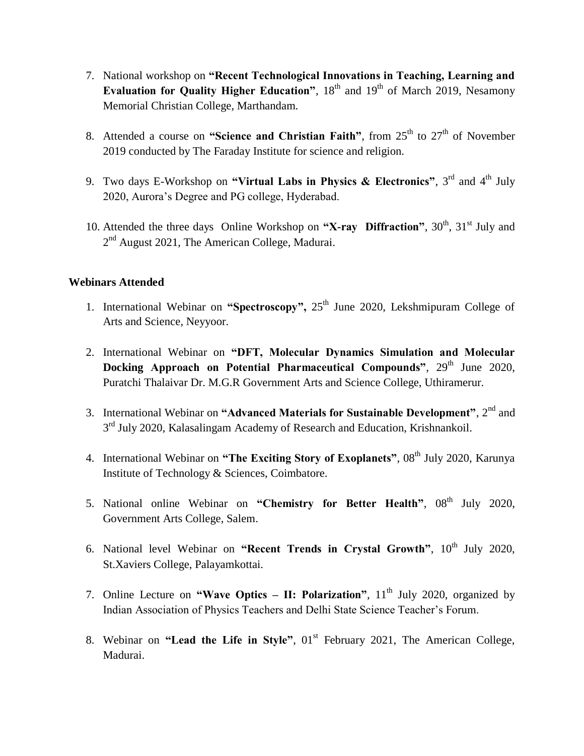7. National workshop on **"Recent Technological Innovations in Teaching, Learning and Evaluation for Quality Higher Education"**, 18th and 19th of March 2019, Nesamony Memorial Christian College, Marthandam.

8. Attended a course on **"Science and Christian Faith"**, from 25th to 27th of November 2019 conducted by The Faraday Institute for science and religion.

9. Two days E-Workshop on **"Virtual Labs in Physics & Electronics"**, 3rd and 4th July 2020, Aurora's Degree and PG college, Hyderabad.

10. Attended the three days Online Workshop on **"X-ray Diffraction"**, 30th, 31st July and 2nd August 2021, The American College, Madurai.

**Webinars Attended**

1. International Webinar on **"Spectroscopy",** 25th June 2020, Lekshmipuram College of Arts and Science, Neyyoor.

2. International Webinar on **"DFT, Molecular Dynamics Simulation and Molecular Docking Approach on Potential Pharmaceutical Compounds"**, 29th June 2020, Puratchi Thalaivar Dr. M.G.R Government Arts and Science College, Uthiramerur.

3. International Webinar on **"Advanced Materials for Sustainable Development"**, 2nd and 3rd July 2020, Kalasalingam Academy of Research and Education, Krishnankoil.

4. International Webinar on **"The Exciting Story of Exoplanets"**, 08th July 2020, Karunya Institute of Technology & Sciences, Coimbatore.

5. National online Webinar on **"Chemistry for Better Health"**, 08th July 2020, Government Arts College, Salem.

6. National level Webinar on **"Recent Trends in Crystal Growth"**, 10th July 2020, St.Xaviers College, Palayamkottai.

7. Online Lecture on **"Wave Optics – II: Polarization"**, 11th July 2020, organized by Indian Association of Physics Teachers and Delhi State Science Teacher's Forum.

8. Webinar on **"Lead the Life in Style"**, 01st February 2021, The American College, Madurai.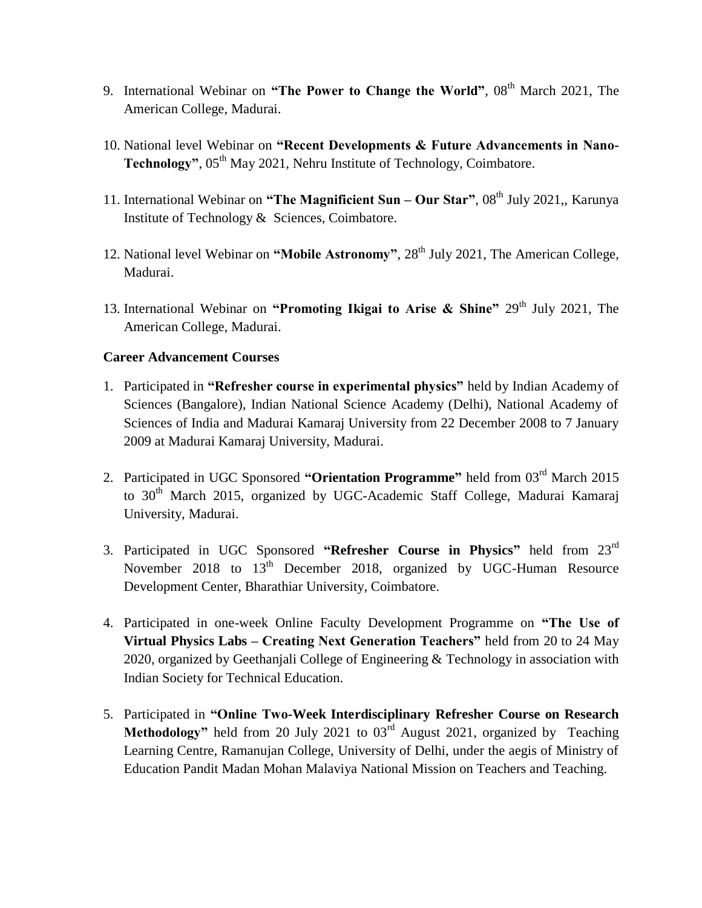9. International Webinar on **"The Power to Change the World"**, 08th March 2021, The American College, Madurai.

10. National level Webinar on **"Recent Developments & Future Advancements in Nano-Technology"**, 05th May 2021, Nehru Institute of Technology, Coimbatore.

11. International Webinar on **"The Magnificient Sun – Our Star"**, 08th July 2021,, Karunya Institute of Technology & Sciences, Coimbatore.

12. National level Webinar on **"Mobile Astronomy"**, 28th July 2021, The American College, Madurai.

13. International Webinar on **"Promoting Ikigai to Arise & Shine"** 29th July 2021, The American College, Madurai.

**Career Advancement Courses**

1. Participated in **"Refresher course in experimental physics"** held by Indian Academy of Sciences (Bangalore), Indian National Science Academy (Delhi), National Academy of Sciences of India and Madurai Kamaraj University from 22 December 2008 to 7 January 2009 at Madurai Kamaraj University, Madurai.

2. Participated in UGC Sponsored **"Orientation Programme"** held from 03rd March 2015 to 30th March 2015, organized by UGC-Academic Staff College, Madurai Kamaraj University, Madurai.

3. Participated in UGC Sponsored **"Refresher Course in Physics"** held from 23rd November 2018 to 13th December 2018, organized by UGC-Human Resource Development Center, Bharathiar University, Coimbatore.

4. Participated in one-week Online Faculty Development Programme on **"The Use of Virtual Physics Labs – Creating Next Generation Teachers"** held from 20 to 24 May 2020, organized by Geethanjali College of Engineering & Technology in association with Indian Society for Technical Education.

5. Participated in **"Online Two-Week Interdisciplinary Refresher Course on Research Methodology"** held from 20 July 2021 to 03rd August 2021, organized by Teaching Learning Centre, Ramanujan College, University of Delhi, under the aegis of Ministry of Education Pandit Madan Mohan Malaviya National Mission on Teachers and Teaching.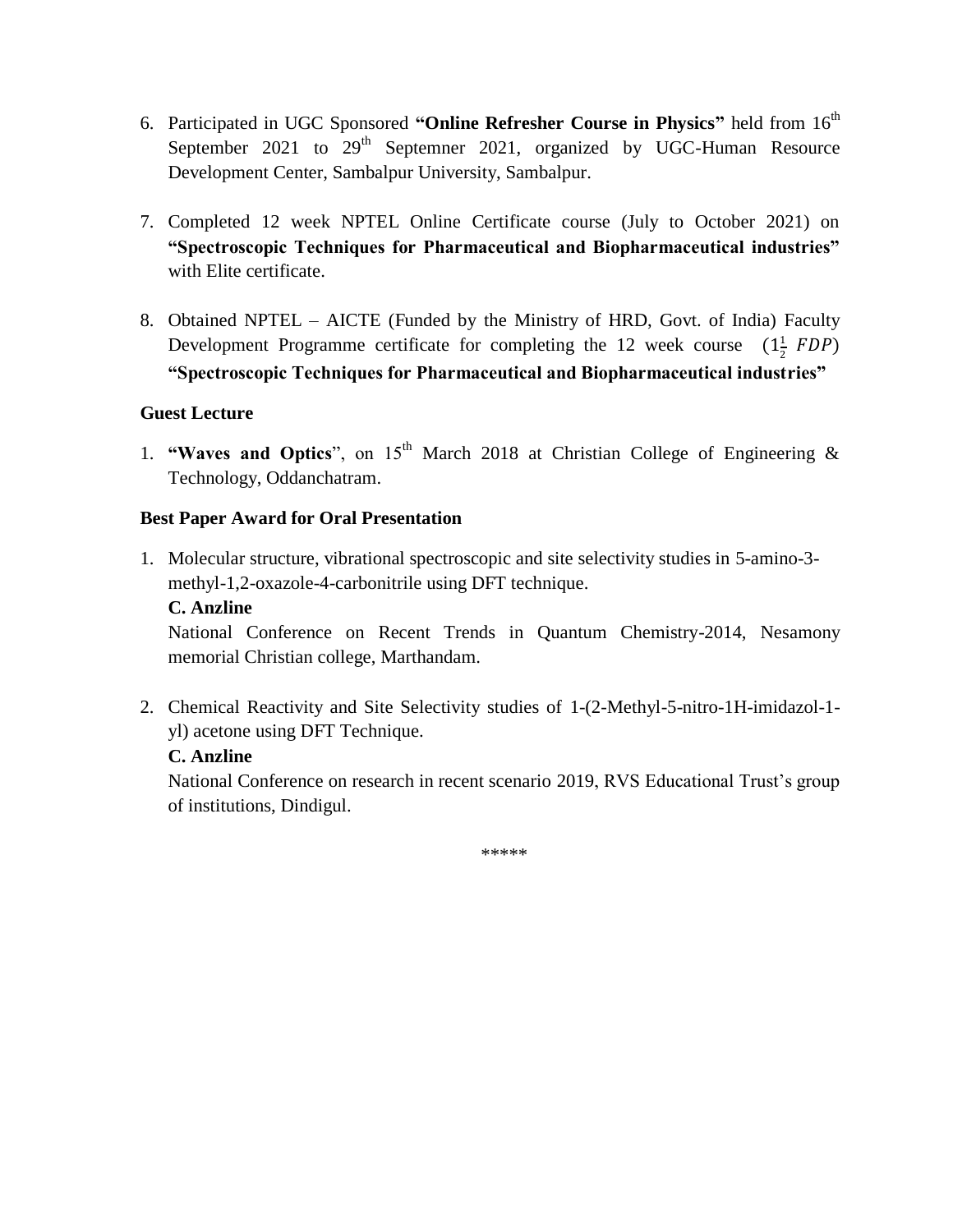6. Participated in UGC Sponsored **"Online Refresher Course in Physics"** held from 16$^{th}$ September 2021 to 29$^{th}$ Septemner 2021, organized by UGC-Human Resource Development Center, Sambalpur University, Sambalpur.

7. Completed 12 week NPTEL Online Certificate course (July to October 2021) on **"Spectroscopic Techniques for Pharmaceutical and Biopharmaceutical industries"** with Elite certificate.

8. Obtained NPTEL – AICTE (Funded by the Ministry of HRD, Govt. of India) Faculty Development Programme certificate for completing the 12 week course ($1\frac{1}{2}\ FDP$) **"Spectroscopic Techniques for Pharmaceutical and Biopharmaceutical industries"**

### Guest Lecture

1. **"Waves and Optics**", on 15$^{th}$ March 2018 at Christian College of Engineering & Technology, Oddanchatram.

### Best Paper Award for Oral Presentation

1. Molecular structure, vibrational spectroscopic and site selectivity studies in 5-amino-3-methyl-1,2-oxazole-4-carbonitrile using DFT technique.
   **C. Anzline**
   National Conference on Recent Trends in Quantum Chemistry-2014, Nesamony memorial Christian college, Marthandam.

2. Chemical Reactivity and Site Selectivity studies of 1-(2-Methyl-5-nitro-1H-imidazol-1-yl) acetone using DFT Technique.
   **C. Anzline**
   National Conference on research in recent scenario 2019, RVS Educational Trust's group of institutions, Dindigul.

*****